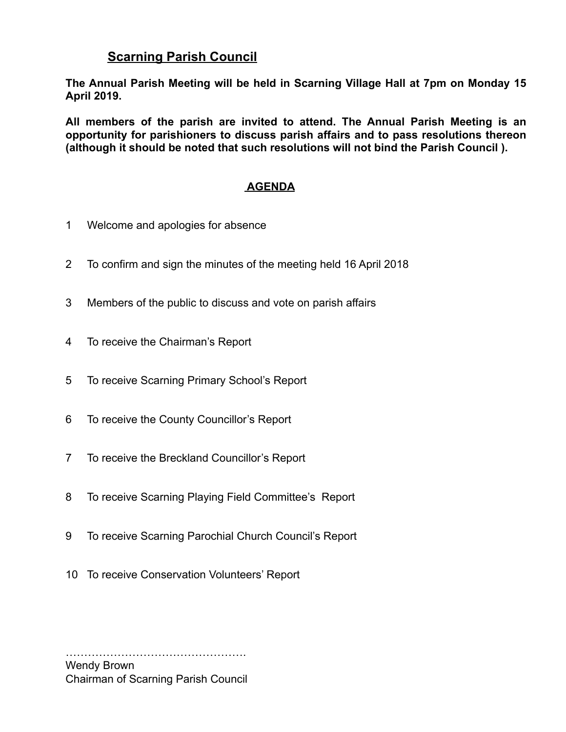# Scarning Parish Council

**The Annual Parish Meeting will be held in Scarning Village Hall at 7pm on Monday 15 April 2019.**

**All members of the parish are invited to attend. The Annual Parish Meeting is an opportunity for parishioners to discuss parish affairs and to pass resolutions thereon (although it should be noted that such resolutions will not bind the Parish Council ).**

## AGENDA

1 Welcome and apologies for absence

2 To confirm and sign the minutes of the meeting held 16 April 2018

3 Members of the public to discuss and vote on parish affairs

4 To receive the Chairman's Report

5 To receive Scarning Primary School's Report

6 To receive the County Councillor's Report

7 To receive the Breckland Councillor's Report

8 To receive Scarning Playing Field Committee's Report

9 To receive Scarning Parochial Church Council's Report

10 To receive Conservation Volunteers' Report

………………………………………….
Wendy Brown
Chairman of Scarning Parish Council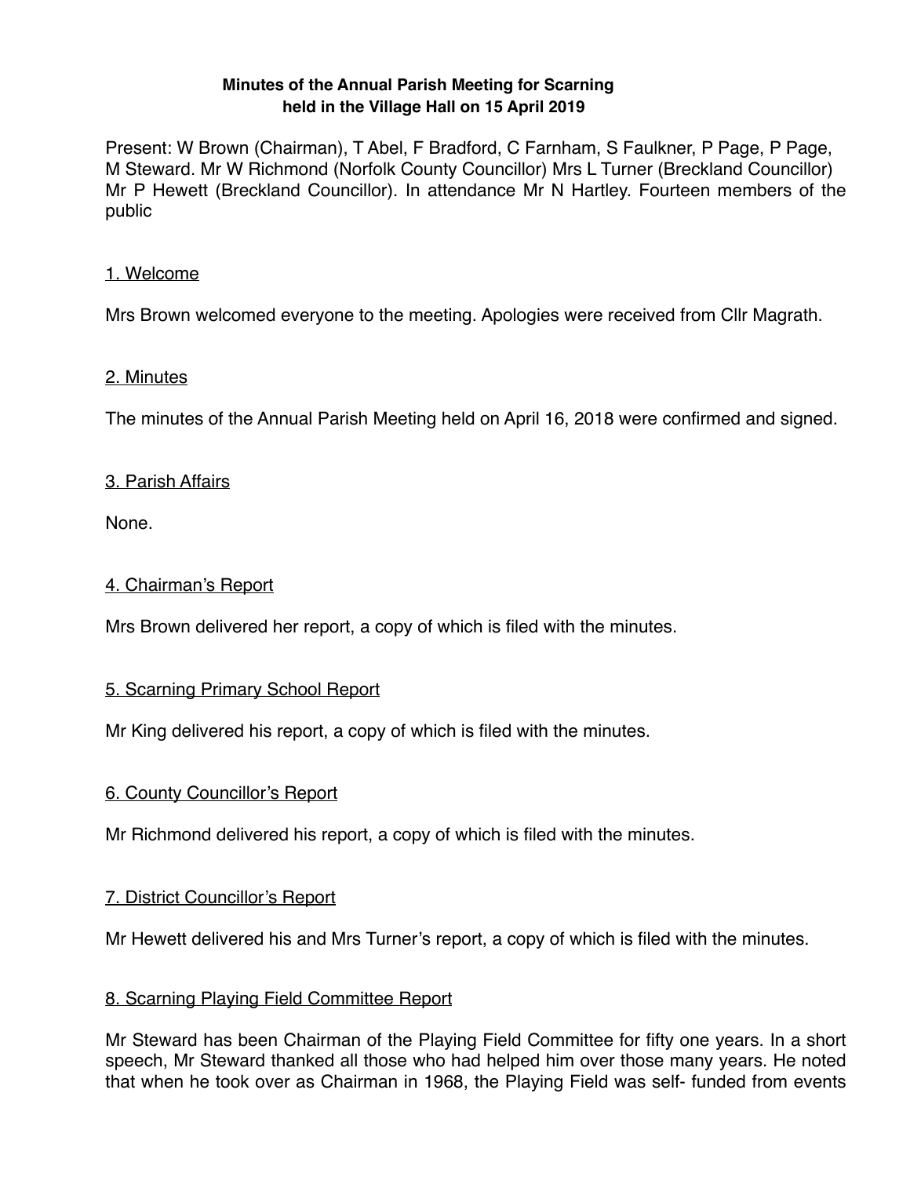**Minutes of the Annual Parish Meeting for Scarning**
**held in the Village Hall on 15 April 2019**

Present: W Brown (Chairman), T Abel, F Bradford, C Farnham, S Faulkner, P Page, P Page, M Steward. Mr W Richmond (Norfolk County Councillor) Mrs L Turner (Breckland Councillor) Mr P Hewett (Breckland Councillor). In attendance Mr N Hartley. Fourteen members of the public

## 1. Welcome

Mrs Brown welcomed everyone to the meeting. Apologies were received from Cllr Magrath.

## 2. Minutes

The minutes of the Annual Parish Meeting held on April 16, 2018 were confirmed and signed.

## 3. Parish Affairs

None.

## 4. Chairman's Report

Mrs Brown delivered her report, a copy of which is filed with the minutes.

## 5. Scarning Primary School Report

Mr King delivered his report, a copy of which is filed with the minutes.

## 6. County Councillor's Report

Mr Richmond delivered his report, a copy of which is filed with the minutes.

## 7. District Councillor's Report

Mr Hewett delivered his and Mrs Turner's report, a copy of which is filed with the minutes.

## 8. Scarning Playing Field Committee Report

Mr Steward has been Chairman of the Playing Field Committee for fifty one years. In a short speech, Mr Steward thanked all those who had helped him over those many years. He noted that when he took over as Chairman in 1968, the Playing Field was self- funded from events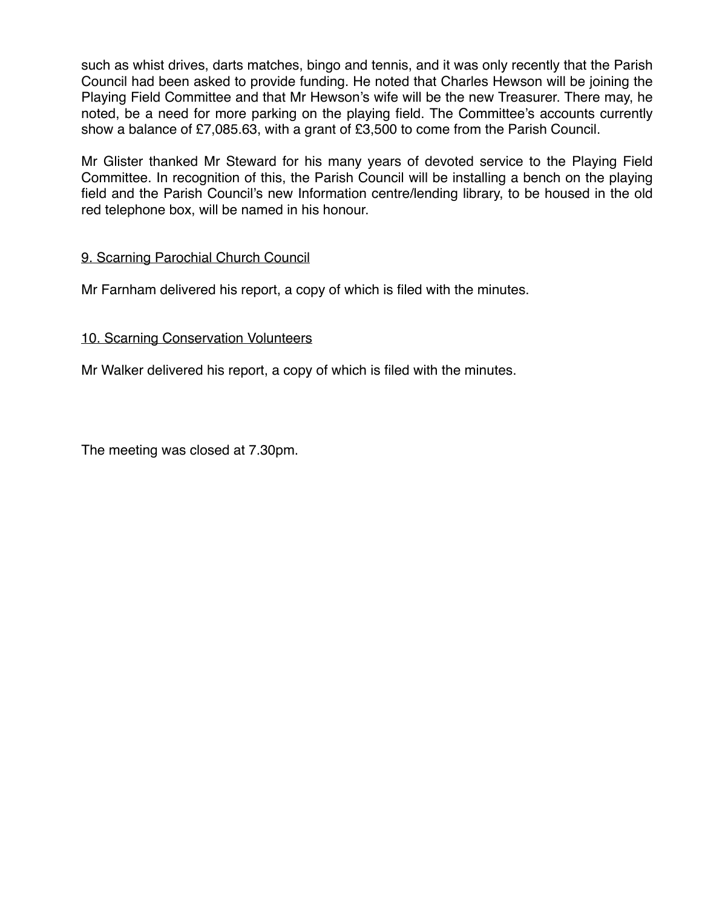such as whist drives, darts matches, bingo and tennis, and it was only recently that the Parish Council had been asked to provide funding. He noted that Charles Hewson will be joining the Playing Field Committee and that Mr Hewson's wife will be the new Treasurer. There may, he noted, be a need for more parking on the playing field. The Committee's accounts currently show a balance of £7,085.63, with a grant of £3,500 to come from the Parish Council.

Mr Glister thanked Mr Steward for his many years of devoted service to the Playing Field Committee. In recognition of this, the Parish Council will be installing a bench on the playing field and the Parish Council's new Information centre/lending library, to be housed in the old red telephone box, will be named in his honour.

## 9. Scarning Parochial Church Council

Mr Farnham delivered his report, a copy of which is filed with the minutes.

## 10. Scarning Conservation Volunteers

Mr Walker delivered his report, a copy of which is filed with the minutes.

The meeting was closed at 7.30pm.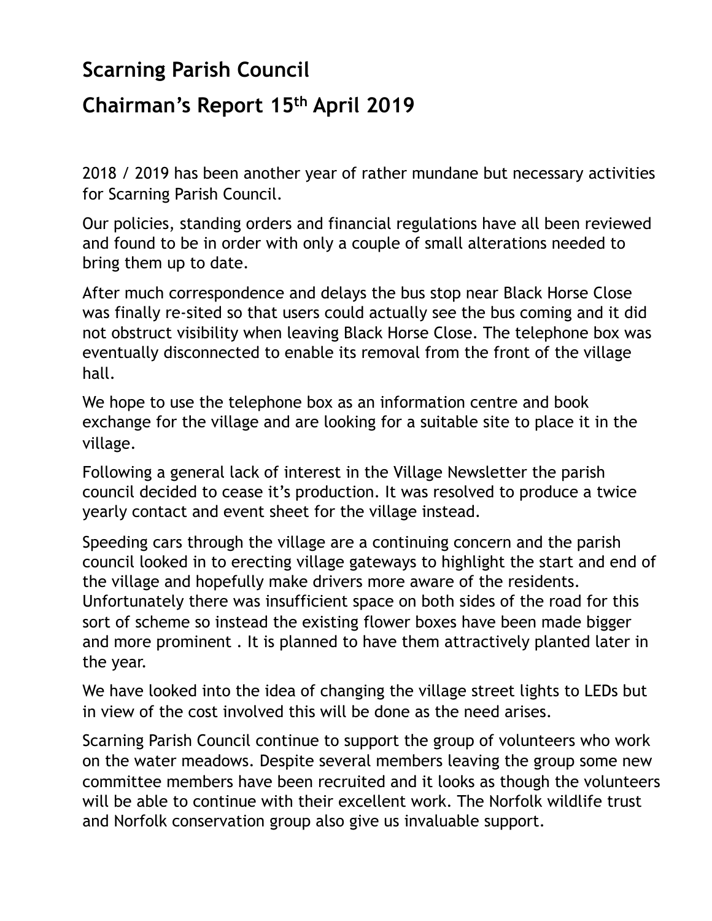# Scarning Parish Council

## Chairman's Report 15th April 2019

2018 / 2019 has been another year of rather mundane but necessary activities for Scarning Parish Council.

Our policies, standing orders and financial regulations have all been reviewed and found to be in order with only a couple of small alterations needed to bring them up to date.

After much correspondence and delays the bus stop near Black Horse Close was finally re-sited so that users could actually see the bus coming and it did not obstruct visibility when leaving Black Horse Close. The telephone box was eventually disconnected to enable its removal from the front of the village hall.

We hope to use the telephone box as an information centre and book exchange for the village and are looking for a suitable site to place it in the village.

Following a general lack of interest in the Village Newsletter the parish council decided to cease it's production. It was resolved to produce a twice yearly contact and event sheet for the village instead.

Speeding cars through the village are a continuing concern and the parish council looked in to erecting village gateways to highlight the start and end of the village and hopefully make drivers more aware of the residents. Unfortunately there was insufficient space on both sides of the road for this sort of scheme so instead the existing flower boxes have been made bigger and more prominent . It is planned to have them attractively planted later in the year.

We have looked into the idea of changing the village street lights to LEDs but in view of the cost involved this will be done as the need arises.

Scarning Parish Council continue to support the group of volunteers who work on the water meadows. Despite several members leaving the group some new committee members have been recruited and it looks as though the volunteers will be able to continue with their excellent work. The Norfolk wildlife trust and Norfolk conservation group also give us invaluable support.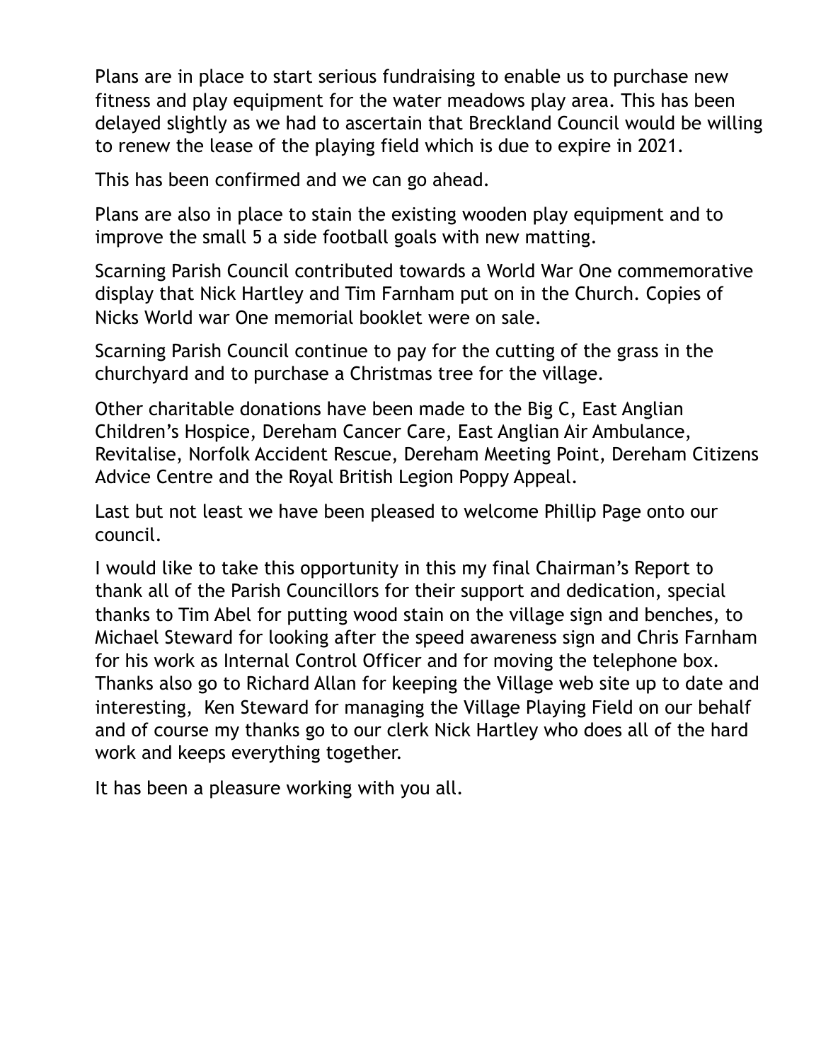Plans are in place to start serious fundraising to enable us to purchase new fitness and play equipment for the water meadows play area. This has been delayed slightly as we had to ascertain that Breckland Council would be willing to renew the lease of the playing field which is due to expire in 2021.

This has been confirmed and we can go ahead.

Plans are also in place to stain the existing wooden play equipment and to improve the small 5 a side football goals with new matting.

Scarning Parish Council contributed towards a World War One commemorative display that Nick Hartley and Tim Farnham put on in the Church. Copies of Nicks World war One memorial booklet were on sale.

Scarning Parish Council continue to pay for the cutting of the grass in the churchyard and to purchase a Christmas tree for the village.

Other charitable donations have been made to the Big C, East Anglian Children's Hospice, Dereham Cancer Care, East Anglian Air Ambulance, Revitalise, Norfolk Accident Rescue, Dereham Meeting Point, Dereham Citizens Advice Centre and the Royal British Legion Poppy Appeal.

Last but not least we have been pleased to welcome Phillip Page onto our council.

I would like to take this opportunity in this my final Chairman's Report to thank all of the Parish Councillors for their support and dedication, special thanks to Tim Abel for putting wood stain on the village sign and benches, to Michael Steward for looking after the speed awareness sign and Chris Farnham for his work as Internal Control Officer and for moving the telephone box. Thanks also go to Richard Allan for keeping the Village web site up to date and interesting, Ken Steward for managing the Village Playing Field on our behalf and of course my thanks go to our clerk Nick Hartley who does all of the hard work and keeps everything together.

It has been a pleasure working with you all.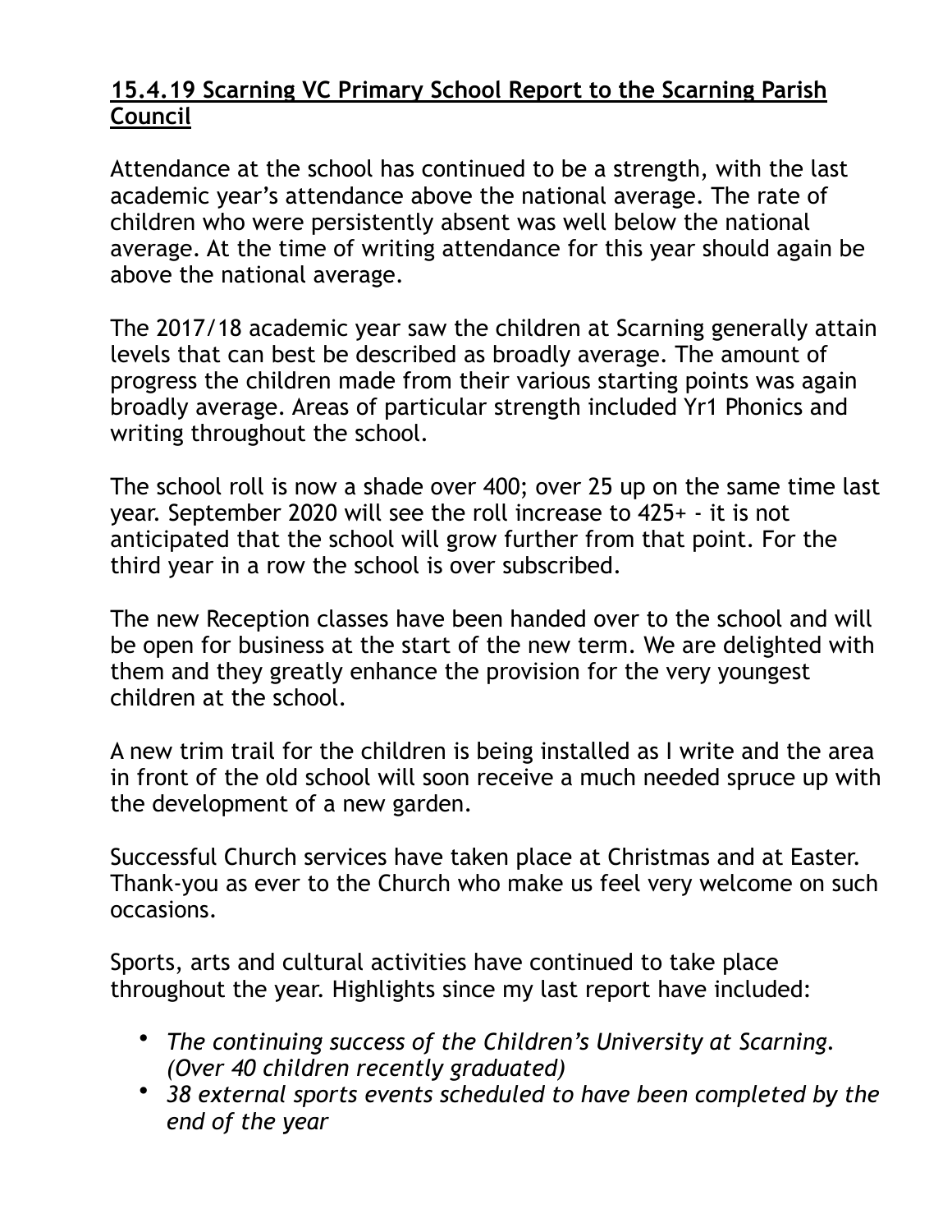## **15.4.19 Scarning VC Primary School Report to the Scarning Parish Council**

Attendance at the school has continued to be a strength, with the last academic year's attendance above the national average. The rate of children who were persistently absent was well below the national average. At the time of writing attendance for this year should again be above the national average.

The 2017/18 academic year saw the children at Scarning generally attain levels that can best be described as broadly average. The amount of progress the children made from their various starting points was again broadly average. Areas of particular strength included Yr1 Phonics and writing throughout the school.

The school roll is now a shade over 400; over 25 up on the same time last year. September 2020 will see the roll increase to 425+ - it is not anticipated that the school will grow further from that point. For the third year in a row the school is over subscribed.

The new Reception classes have been handed over to the school and will be open for business at the start of the new term. We are delighted with them and they greatly enhance the provision for the very youngest children at the school.

A new trim trail for the children is being installed as I write and the area in front of the old school will soon receive a much needed spruce up with the development of a new garden.

Successful Church services have taken place at Christmas and at Easter. Thank-you as ever to the Church who make us feel very welcome on such occasions.

Sports, arts and cultural activities have continued to take place throughout the year. Highlights since my last report have included:

- *The continuing success of the Children's University at Scarning. (Over 40 children recently graduated)*
- *38 external sports events scheduled to have been completed by the end of the year*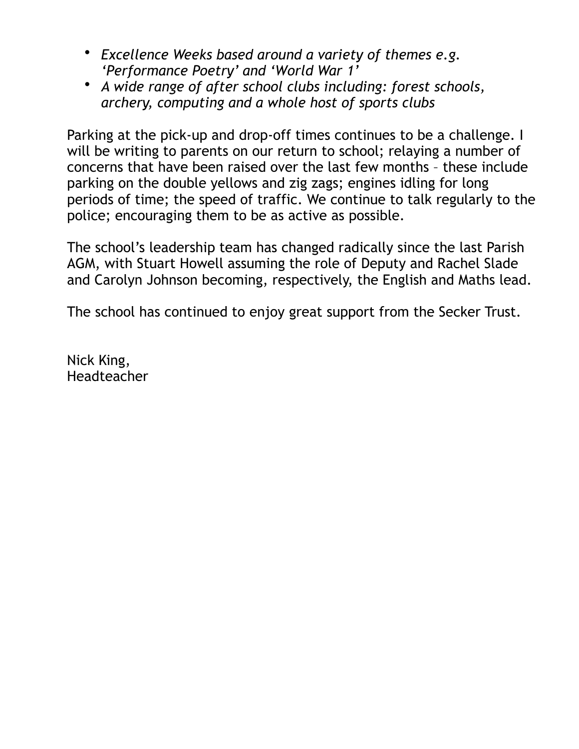- *Excellence Weeks based around a variety of themes e.g. 'Performance Poetry' and 'World War 1'*
- *A wide range of after school clubs including: forest schools, archery, computing and a whole host of sports clubs*

Parking at the pick-up and drop-off times continues to be a challenge. I will be writing to parents on our return to school; relaying a number of concerns that have been raised over the last few months – these include parking on the double yellows and zig zags; engines idling for long periods of time; the speed of traffic. We continue to talk regularly to the police; encouraging them to be as active as possible.

The school's leadership team has changed radically since the last Parish AGM, with Stuart Howell assuming the role of Deputy and Rachel Slade and Carolyn Johnson becoming, respectively, the English and Maths lead.

The school has continued to enjoy great support from the Secker Trust.

Nick King,
Headteacher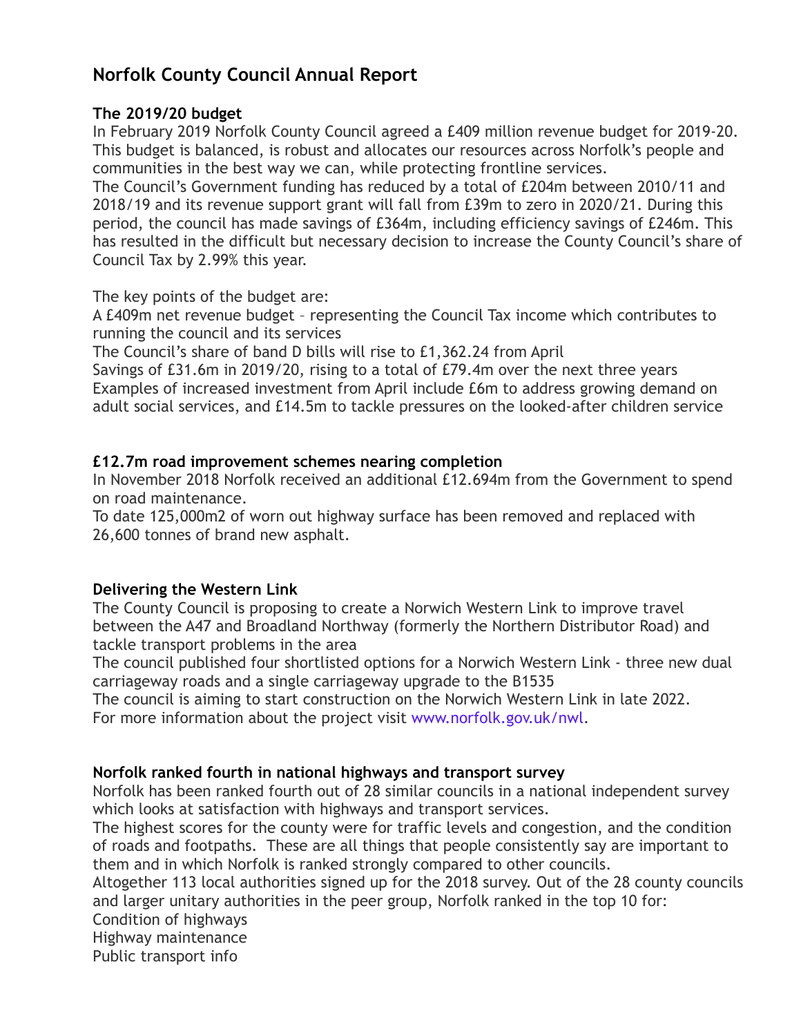## Norfolk County Council Annual Report

### The 2019/20 budget

In February 2019 Norfolk County Council agreed a £409 million revenue budget for 2019-20. This budget is balanced, is robust and allocates our resources across Norfolk's people and communities in the best way we can, while protecting frontline services.
The Council's Government funding has reduced by a total of £204m between 2010/11 and 2018/19 and its revenue support grant will fall from £39m to zero in 2020/21. During this period, the council has made savings of £364m, including efficiency savings of £246m. This has resulted in the difficult but necessary decision to increase the County Council's share of Council Tax by 2.99% this year.

The key points of the budget are:
A £409m net revenue budget – representing the Council Tax income which contributes to running the council and its services
The Council's share of band D bills will rise to £1,362.24 from April
Savings of £31.6m in 2019/20, rising to a total of £79.4m over the next three years
Examples of increased investment from April include £6m to address growing demand on adult social services, and £14.5m to tackle pressures on the looked-after children service

### £12.7m road improvement schemes nearing completion

In November 2018 Norfolk received an additional £12.694m from the Government to spend on road maintenance.
To date 125,000m2 of worn out highway surface has been removed and replaced with 26,600 tonnes of brand new asphalt.

### Delivering the Western Link

The County Council is proposing to create a Norwich Western Link to improve travel between the A47 and Broadland Northway (formerly the Northern Distributor Road) and tackle transport problems in the area
The council published four shortlisted options for a Norwich Western Link - three new dual carriageway roads and a single carriageway upgrade to the B1535
The council is aiming to start construction on the Norwich Western Link in late 2022.
For more information about the project visit www.norfolk.gov.uk/nwl.

### Norfolk ranked fourth in national highways and transport survey

Norfolk has been ranked fourth out of 28 similar councils in a national independent survey which looks at satisfaction with highways and transport services.
The highest scores for the county were for traffic levels and congestion, and the condition of roads and footpaths. These are all things that people consistently say are important to them and in which Norfolk is ranked strongly compared to other councils.
Altogether 113 local authorities signed up for the 2018 survey. Out of the 28 county councils and larger unitary authorities in the peer group, Norfolk ranked in the top 10 for:
Condition of highways
Highway maintenance
Public transport info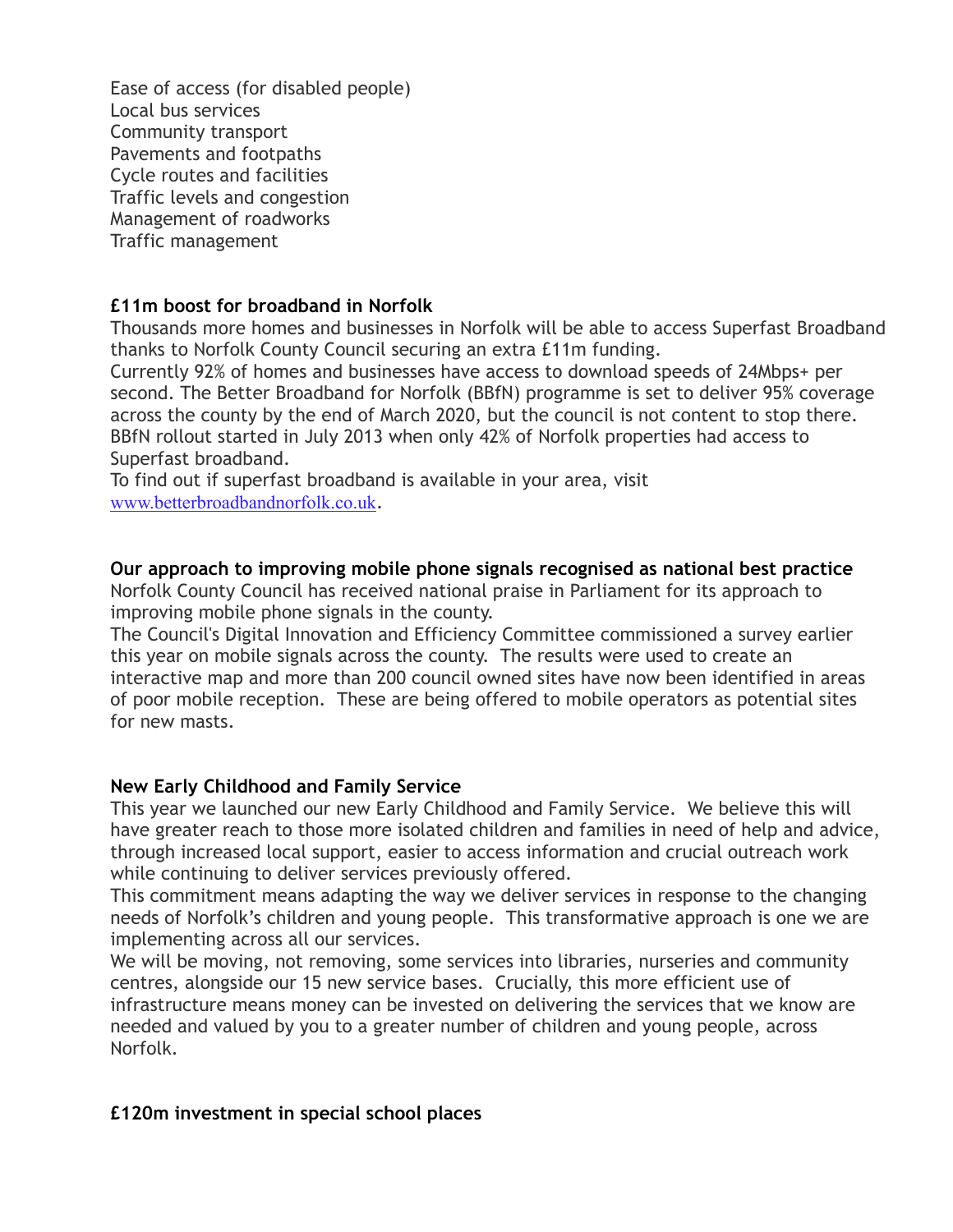Ease of access (for disabled people)
Local bus services
Community transport
Pavements and footpaths
Cycle routes and facilities
Traffic levels and congestion
Management of roadworks
Traffic management

**£11m boost for broadband in Norfolk**

Thousands more homes and businesses in Norfolk will be able to access Superfast Broadband thanks to Norfolk County Council securing an extra £11m funding.

Currently 92% of homes and businesses have access to download speeds of 24Mbps+ per second. The Better Broadband for Norfolk (BBfN) programme is set to deliver 95% coverage across the county by the end of March 2020, but the council is not content to stop there. BBfN rollout started in July 2013 when only 42% of Norfolk properties had access to Superfast broadband.

To find out if superfast broadband is available in your area, visit www.betterbroadbandnorfolk.co.uk.

**Our approach to improving mobile phone signals recognised as national best practice**

Norfolk County Council has received national praise in Parliament for its approach to improving mobile phone signals in the county.

The Council's Digital Innovation and Efficiency Committee commissioned a survey earlier this year on mobile signals across the county. The results were used to create an interactive map and more than 200 council owned sites have now been identified in areas of poor mobile reception. These are being offered to mobile operators as potential sites for new masts.

**New Early Childhood and Family Service**

This year we launched our new Early Childhood and Family Service. We believe this will have greater reach to those more isolated children and families in need of help and advice, through increased local support, easier to access information and crucial outreach work while continuing to deliver services previously offered.

This commitment means adapting the way we deliver services in response to the changing needs of Norfolk's children and young people. This transformative approach is one we are implementing across all our services.

We will be moving, not removing, some services into libraries, nurseries and community centres, alongside our 15 new service bases. Crucially, this more efficient use of infrastructure means money can be invested on delivering the services that we know are needed and valued by you to a greater number of children and young people, across Norfolk.

**£120m investment in special school places**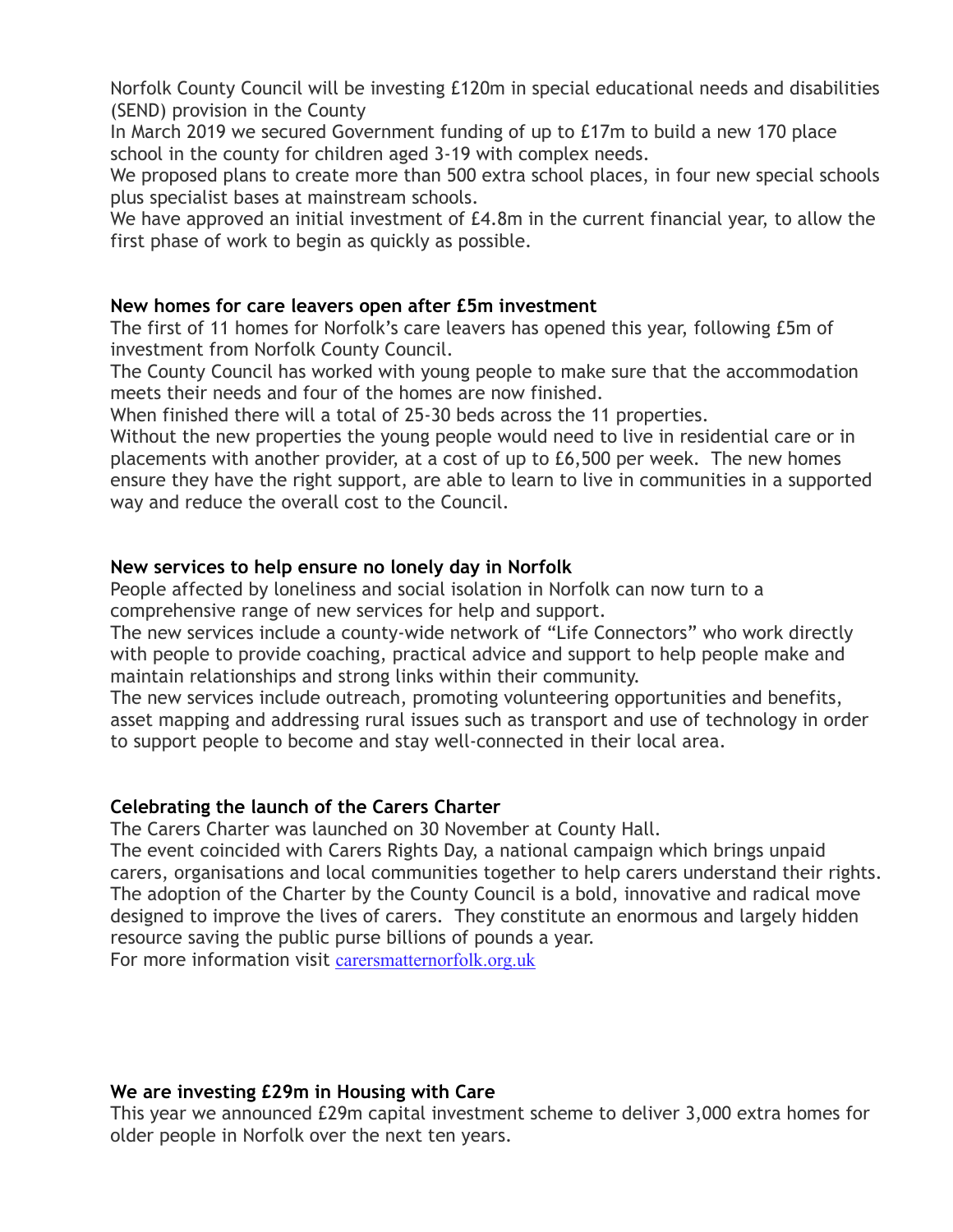Norfolk County Council will be investing £120m in special educational needs and disabilities (SEND) provision in the County

In March 2019 we secured Government funding of up to £17m to build a new 170 place school in the county for children aged 3-19 with complex needs.

We proposed plans to create more than 500 extra school places, in four new special schools plus specialist bases at mainstream schools.

We have approved an initial investment of £4.8m in the current financial year, to allow the first phase of work to begin as quickly as possible.

**New homes for care leavers open after £5m investment**

The first of 11 homes for Norfolk's care leavers has opened this year, following £5m of investment from Norfolk County Council.

The County Council has worked with young people to make sure that the accommodation meets their needs and four of the homes are now finished.

When finished there will a total of 25-30 beds across the 11 properties.

Without the new properties the young people would need to live in residential care or in placements with another provider, at a cost of up to £6,500 per week. The new homes ensure they have the right support, are able to learn to live in communities in a supported way and reduce the overall cost to the Council.

**New services to help ensure no lonely day in Norfolk**

People affected by loneliness and social isolation in Norfolk can now turn to a comprehensive range of new services for help and support.

The new services include a county-wide network of "Life Connectors" who work directly with people to provide coaching, practical advice and support to help people make and maintain relationships and strong links within their community.

The new services include outreach, promoting volunteering opportunities and benefits, asset mapping and addressing rural issues such as transport and use of technology in order to support people to become and stay well-connected in their local area.

**Celebrating the launch of the Carers Charter**

The Carers Charter was launched on 30 November at County Hall.

The event coincided with Carers Rights Day, a national campaign which brings unpaid carers, organisations and local communities together to help carers understand their rights.

The adoption of the Charter by the County Council is a bold, innovative and radical move designed to improve the lives of carers. They constitute an enormous and largely hidden resource saving the public purse billions of pounds a year.

For more information visit carersmatternorfolk.org.uk

**We are investing £29m in Housing with Care**

This year we announced £29m capital investment scheme to deliver 3,000 extra homes for older people in Norfolk over the next ten years.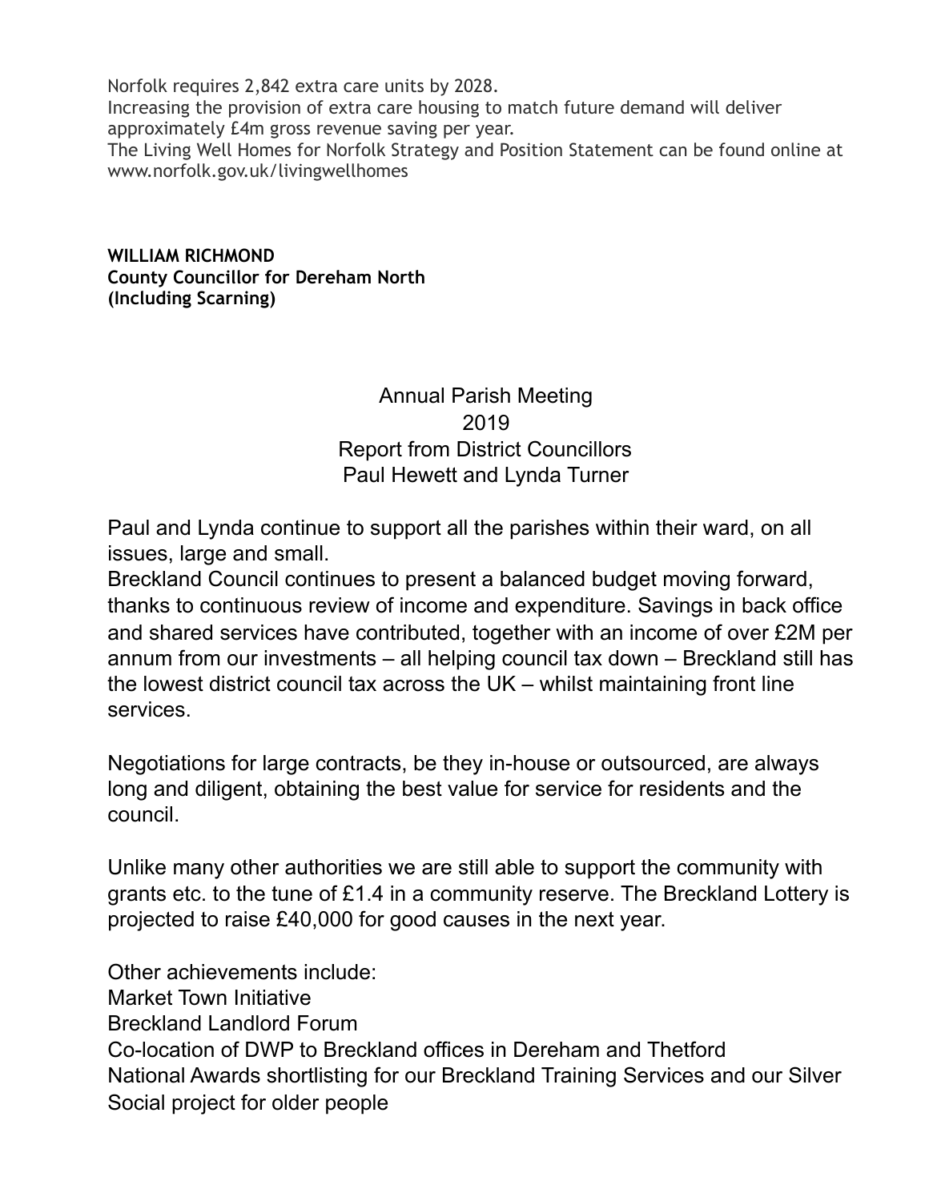Norfolk requires 2,842 extra care units by 2028.
Increasing the provision of extra care housing to match future demand will deliver approximately £4m gross revenue saving per year.
The Living Well Homes for Norfolk Strategy and Position Statement can be found online at www.norfolk.gov.uk/livingwellhomes

**WILLIAM RICHMOND**
**County Councillor for Dereham North**
**(Including Scarning)**

## Annual Parish Meeting 2019
## Report from District Councillors Paul Hewett and Lynda Turner

Paul and Lynda continue to support all the parishes within their ward, on all issues, large and small.
Breckland Council continues to present a balanced budget moving forward, thanks to continuous review of income and expenditure. Savings in back office and shared services have contributed, together with an income of over £2M per annum from our investments – all helping council tax down – Breckland still has the lowest district council tax across the UK – whilst maintaining front line services.

Negotiations for large contracts, be they in-house or outsourced, are always long and diligent, obtaining the best value for service for residents and the council.

Unlike many other authorities we are still able to support the community with grants etc. to the tune of £1.4 in a community reserve. The Breckland Lottery is projected to raise £40,000 for good causes in the next year.

Other achievements include:
Market Town Initiative
Breckland Landlord Forum
Co-location of DWP to Breckland offices in Dereham and Thetford
National Awards shortlisting for our Breckland Training Services and our Silver Social project for older people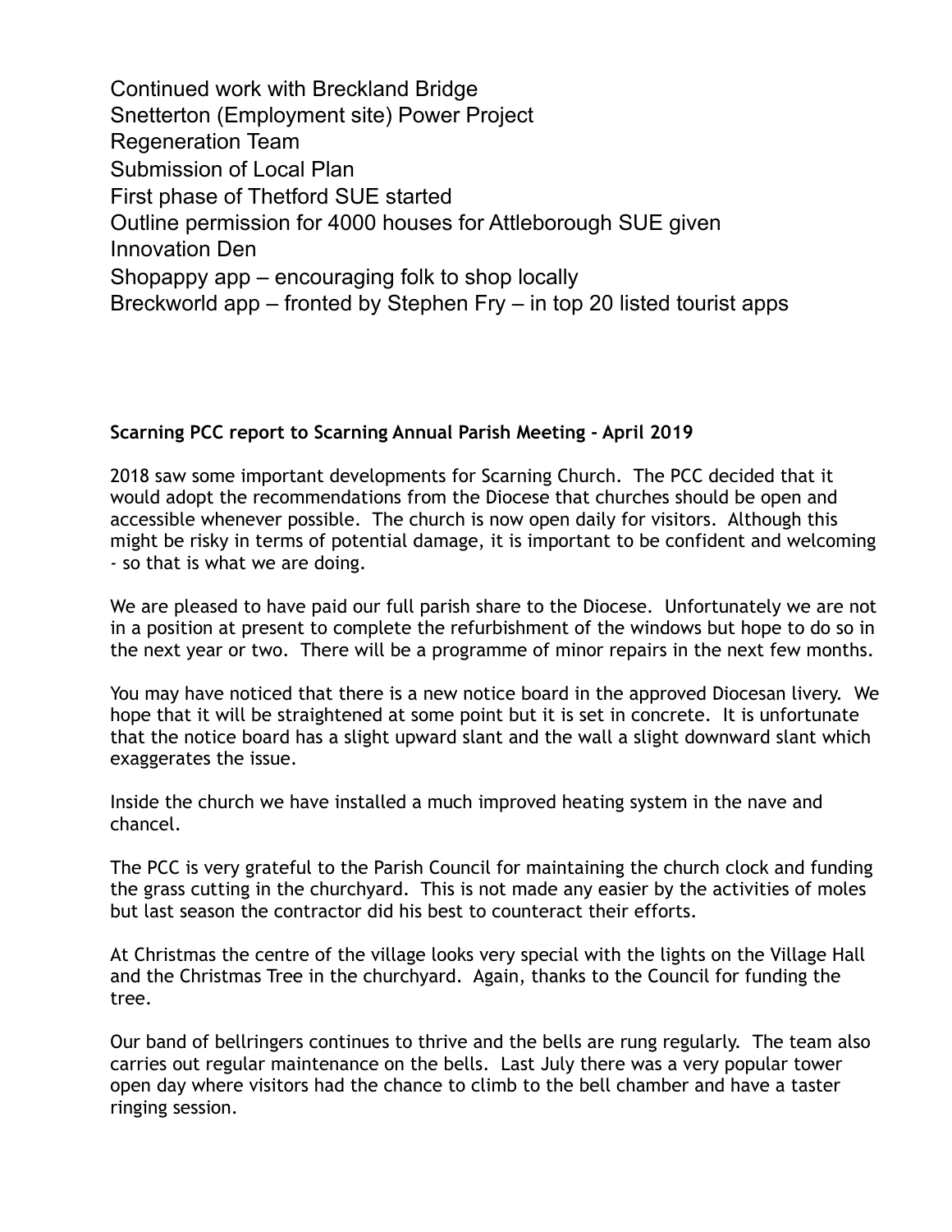Continued work with Breckland Bridge
Snetterton (Employment site) Power Project
Regeneration Team
Submission of Local Plan
First phase of Thetford SUE started
Outline permission for 4000 houses for Attleborough SUE given
Innovation Den
Shopappy app – encouraging folk to shop locally
Breckworld app – fronted by Stephen Fry – in top 20 listed tourist apps

**Scarning PCC report to Scarning Annual Parish Meeting - April 2019**

2018 saw some important developments for Scarning Church. The PCC decided that it would adopt the recommendations from the Diocese that churches should be open and accessible whenever possible. The church is now open daily for visitors. Although this might be risky in terms of potential damage, it is important to be confident and welcoming - so that is what we are doing.

We are pleased to have paid our full parish share to the Diocese. Unfortunately we are not in a position at present to complete the refurbishment of the windows but hope to do so in the next year or two. There will be a programme of minor repairs in the next few months.

You may have noticed that there is a new notice board in the approved Diocesan livery. We hope that it will be straightened at some point but it is set in concrete. It is unfortunate that the notice board has a slight upward slant and the wall a slight downward slant which exaggerates the issue.

Inside the church we have installed a much improved heating system in the nave and chancel.

The PCC is very grateful to the Parish Council for maintaining the church clock and funding the grass cutting in the churchyard. This is not made any easier by the activities of moles but last season the contractor did his best to counteract their efforts.

At Christmas the centre of the village looks very special with the lights on the Village Hall and the Christmas Tree in the churchyard. Again, thanks to the Council for funding the tree.

Our band of bellringers continues to thrive and the bells are rung regularly. The team also carries out regular maintenance on the bells. Last July there was a very popular tower open day where visitors had the chance to climb to the bell chamber and have a taster ringing session.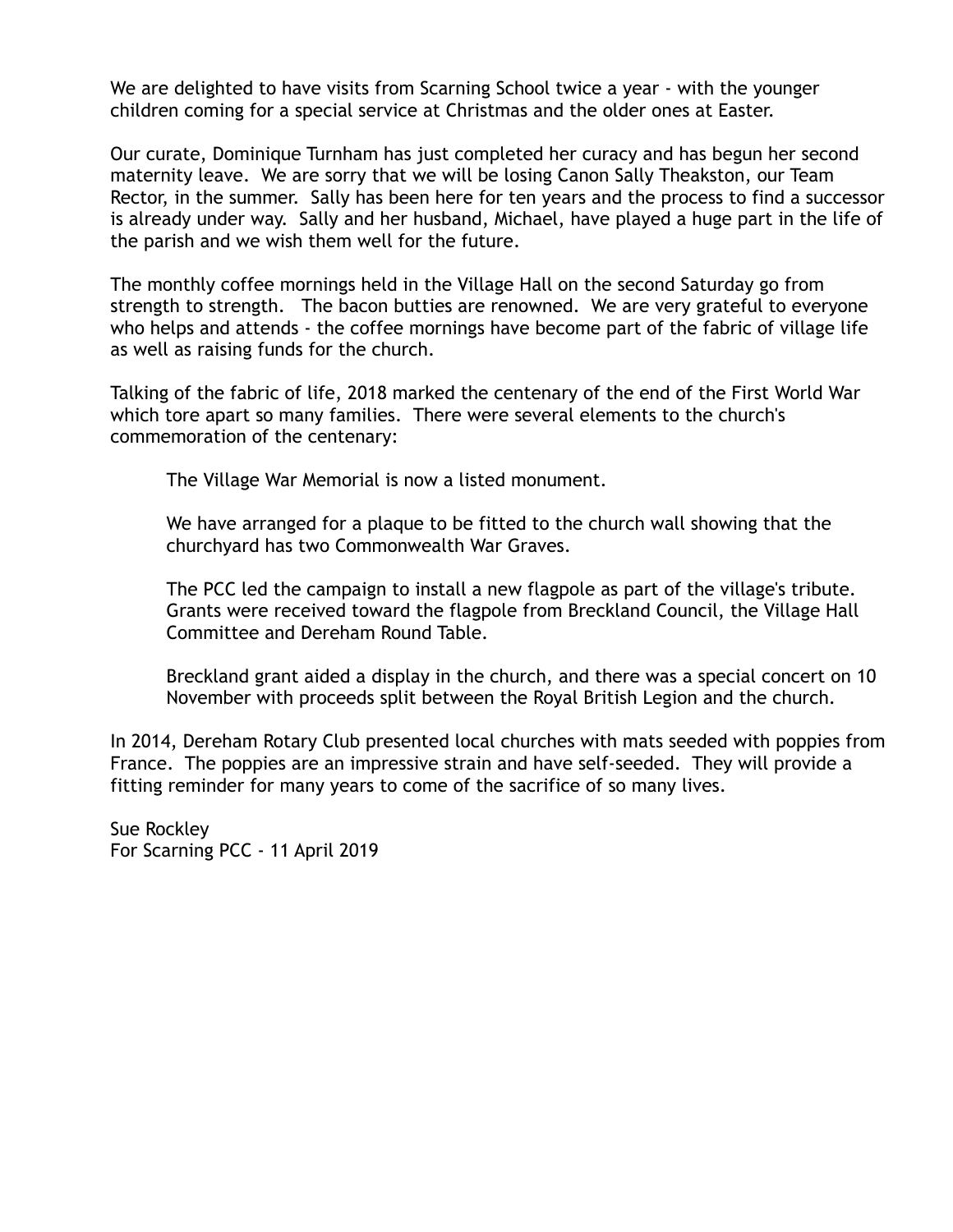We are delighted to have visits from Scarning School twice a year - with the younger children coming for a special service at Christmas and the older ones at Easter.

Our curate, Dominique Turnham has just completed her curacy and has begun her second maternity leave. We are sorry that we will be losing Canon Sally Theakston, our Team Rector, in the summer. Sally has been here for ten years and the process to find a successor is already under way. Sally and her husband, Michael, have played a huge part in the life of the parish and we wish them well for the future.

The monthly coffee mornings held in the Village Hall on the second Saturday go from strength to strength. The bacon butties are renowned. We are very grateful to everyone who helps and attends - the coffee mornings have become part of the fabric of village life as well as raising funds for the church.

Talking of the fabric of life, 2018 marked the centenary of the end of the First World War which tore apart so many families. There were several elements to the church's commemoration of the centenary:

> The Village War Memorial is now a listed monument.
>
> We have arranged for a plaque to be fitted to the church wall showing that the churchyard has two Commonwealth War Graves.
>
> The PCC led the campaign to install a new flagpole as part of the village's tribute. Grants were received toward the flagpole from Breckland Council, the Village Hall Committee and Dereham Round Table.
>
> Breckland grant aided a display in the church, and there was a special concert on 10 November with proceeds split between the Royal British Legion and the church.

In 2014, Dereham Rotary Club presented local churches with mats seeded with poppies from France. The poppies are an impressive strain and have self-seeded. They will provide a fitting reminder for many years to come of the sacrifice of so many lives.

Sue Rockley
For Scarning PCC - 11 April 2019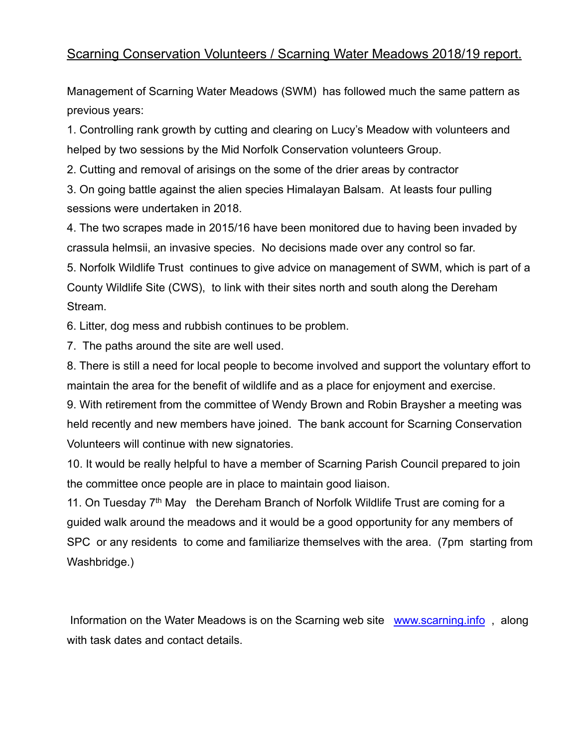# Scarning Conservation Volunteers / Scarning Water Meadows 2018/19 report.

Management of Scarning Water Meadows (SWM) has followed much the same pattern as previous years:

1. Controlling rank growth by cutting and clearing on Lucy's Meadow with volunteers and helped by two sessions by the Mid Norfolk Conservation volunteers Group.
2. Cutting and removal of arisings on the some of the drier areas by contractor
3. On going battle against the alien species Himalayan Balsam. At leasts four pulling sessions were undertaken in 2018.
4. The two scrapes made in 2015/16 have been monitored due to having been invaded by crassula helmsii, an invasive species. No decisions made over any control so far.
5. Norfolk Wildlife Trust continues to give advice on management of SWM, which is part of a County Wildlife Site (CWS), to link with their sites north and south along the Dereham Stream.
6. Litter, dog mess and rubbish continues to be problem.
7. The paths around the site are well used.
8. There is still a need for local people to become involved and support the voluntary effort to maintain the area for the benefit of wildlife and as a place for enjoyment and exercise.
9. With retirement from the committee of Wendy Brown and Robin Braysher a meeting was held recently and new members have joined. The bank account for Scarning Conservation Volunteers will continue with new signatories.
10. It would be really helpful to have a member of Scarning Parish Council prepared to join the committee once people are in place to maintain good liaison.
11. On Tuesday 7th May the Dereham Branch of Norfolk Wildlife Trust are coming for a guided walk around the meadows and it would be a good opportunity for any members of SPC or any residents to come and familiarize themselves with the area. (7pm starting from Washbridge.)

Information on the Water Meadows is on the Scarning web site [www.scarning.info](http://www.scarning.info), along with task dates and contact details.